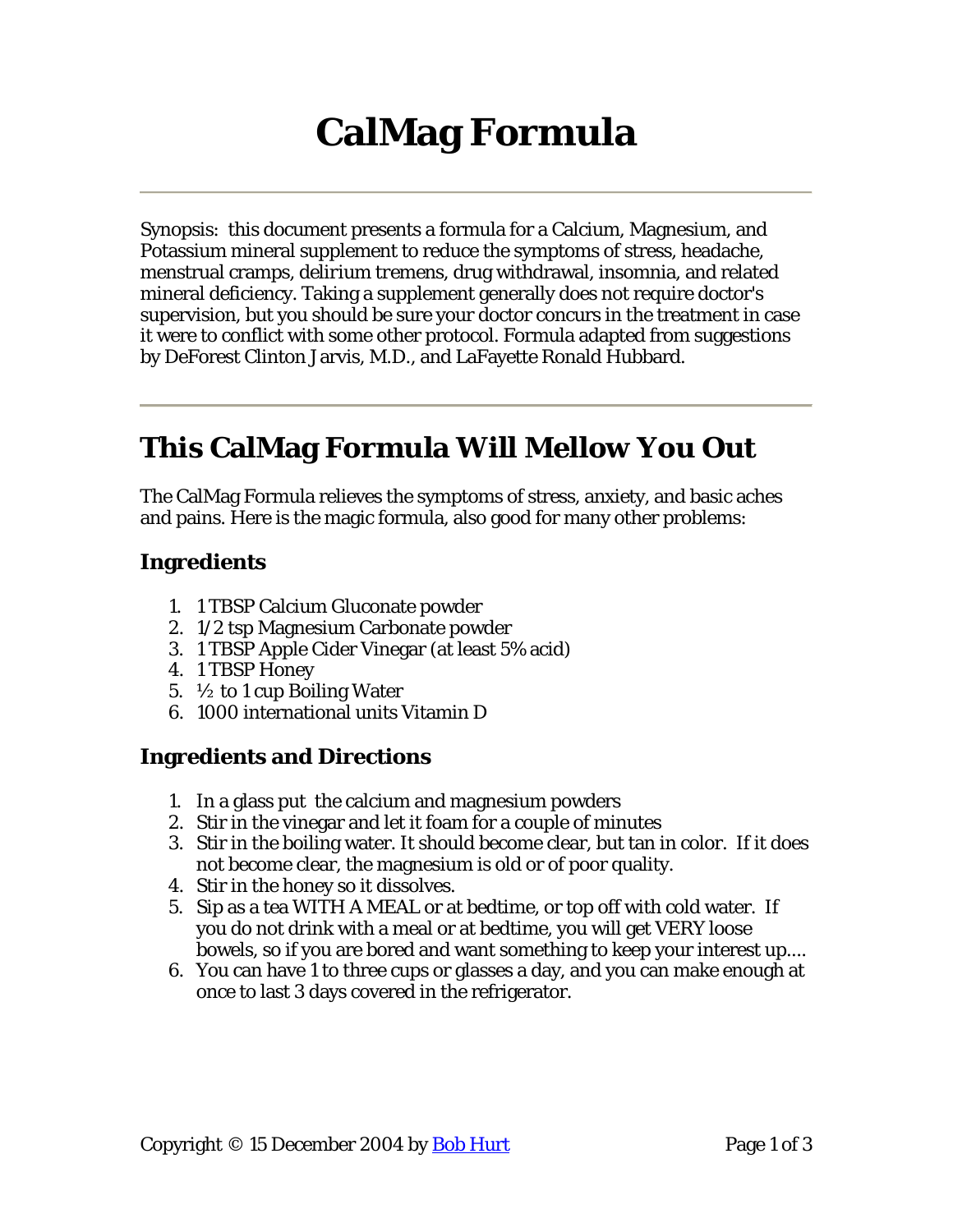# CalMag Formula

---

Synopsis: this document presents a formula for a Calcium, Magnesium, and Potassium mineral supplement to reduce the symptoms of stress, headache, menstrual cramps, delirium tremens, drug withdrawal, insomnia, and related mineral deficiency. Taking a supplement generally does not require doctor's supervision, but you should be sure your doctor concurs in the treatment in case it were to conflict with some other protocol. Formula adapted from suggestions by DeForest Clinton Jarvis, M.D., and LaFayette Ronald Hubbard.

---

## This CalMag Formula Will Mellow You Out

The CalMag Formula relieves the symptoms of stress, anxiety, and basic aches and pains. Here is the magic formula, also good for many other problems:

### Ingredients

1. 1 TBSP Calcium Gluconate powder
2. 1/2 tsp Magnesium Carbonate powder
3. 1 TBSP Apple Cider Vinegar (at least 5% acid)
4. 1 TBSP Honey
5. ½ to 1 cup Boiling Water
6. 1000 international units Vitamin D

### Ingredients and Directions

1. In a glass put the calcium and magnesium powders
2. Stir in the vinegar and let it foam for a couple of minutes
3. Stir in the boiling water. It should become clear, but tan in color. If it does not become clear, the magnesium is old or of poor quality.
4. Stir in the honey so it dissolves.
5. Sip as a tea WITH A MEAL or at bedtime, or top off with cold water. If you do not drink with a meal or at bedtime, you will get VERY loose bowels, so if you are bored and want something to keep your interest up....
6. You can have 1 to three cups or glasses a day, and you can make enough at once to last 3 days covered in the refrigerator.

Copyright © 15 December 2004 by Bob Hurt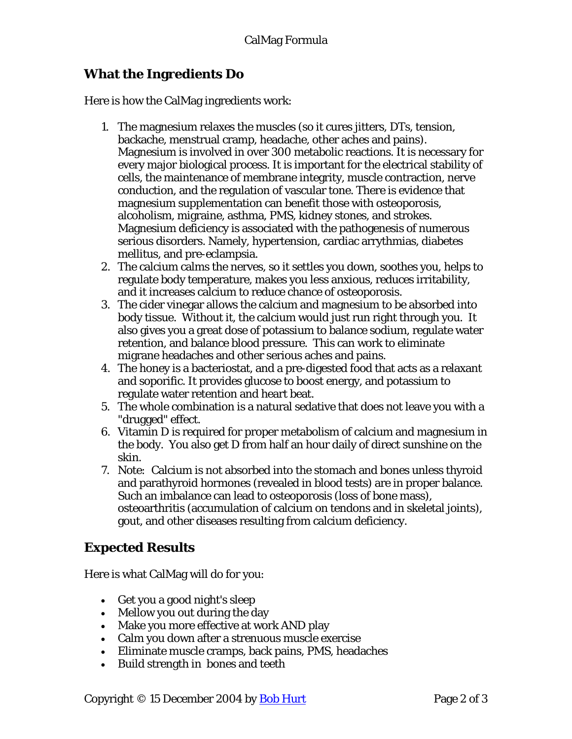## What the Ingredients Do

Here is how the CalMag ingredients work:

1. The magnesium relaxes the muscles (so it cures jitters, DTs, tension, backache, menstrual cramp, headache, other aches and pains). Magnesium is involved in over 300 metabolic reactions. It is necessary for every major biological process. It is important for the electrical stability of cells, the maintenance of membrane integrity, muscle contraction, nerve conduction, and the regulation of vascular tone. There is evidence that magnesium supplementation can benefit those with osteoporosis, alcoholism, migraine, asthma, PMS, kidney stones, and strokes. Magnesium deficiency is associated with the pathogenesis of numerous serious disorders. Namely, hypertension, cardiac arrythmias, diabetes mellitus, and pre-eclampsia.
2. The calcium calms the nerves, so it settles you down, soothes you, helps to regulate body temperature, makes you less anxious, reduces irritability, and it increases calcium to reduce chance of osteoporosis.
3. The cider vinegar allows the calcium and magnesium to be absorbed into body tissue. Without it, the calcium would just run right through you. It also gives you a great dose of potassium to balance sodium, regulate water retention, and balance blood pressure. This can work to eliminate migrane headaches and other serious aches and pains.
4. The honey is a bacteriostat, and a pre-digested food that acts as a relaxant and soporific. It provides glucose to boost energy, and potassium to regulate water retention and heart beat.
5. The whole combination is a natural sedative that does not leave you with a "drugged" effect.
6. Vitamin D is required for proper metabolism of calcium and magnesium in the body. You also get D from half an hour daily of direct sunshine on the skin.
7. Note: Calcium is not absorbed into the stomach and bones unless thyroid and parathyroid hormones (revealed in blood tests) are in proper balance. Such an imbalance can lead to osteoporosis (loss of bone mass), osteoarthritis (accumulation of calcium on tendons and in skeletal joints), gout, and other diseases resulting from calcium deficiency.

## Expected Results

Here is what CalMag will do for you:

- Get you a good night's sleep
- Mellow you out during the day
- Make you more effective at work AND play
- Calm you down after a strenuous muscle exercise
- Eliminate muscle cramps, back pains, PMS, headaches
- Build strength in bones and teeth

Copyright © 15 December 2004 by Bob Hurt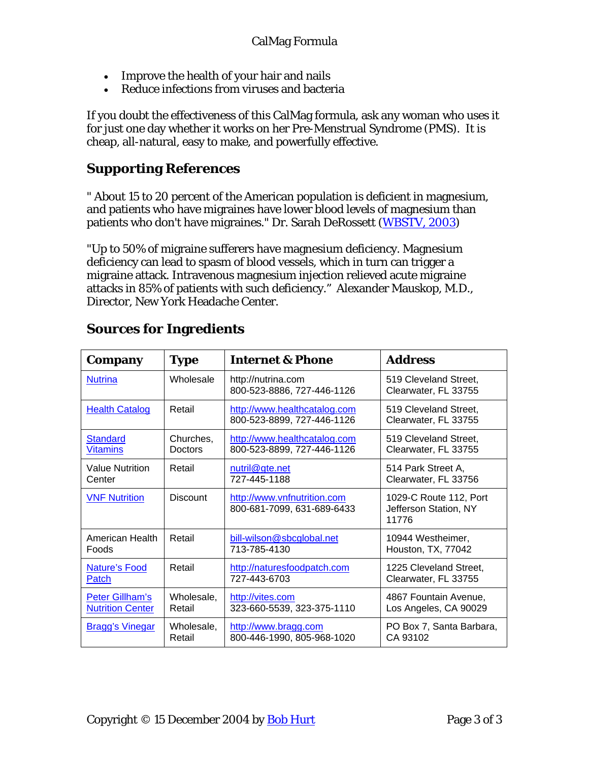- Improve the health of your hair and nails
- Reduce infections from viruses and bacteria

If you doubt the effectiveness of this CalMag formula, ask any woman who uses it for just one day whether it works on her Pre-Menstrual Syndrome (PMS). It is cheap, all-natural, easy to make, and powerfully effective.

## Supporting References

" About 15 to 20 percent of the American population is deficient in magnesium, and patients who have migraines have lower blood levels of magnesium than patients who don't have migraines." Dr. Sarah DeRossett (WBSTV, 2003)

"Up to 50% of migraine sufferers have magnesium deficiency. Magnesium deficiency can lead to spasm of blood vessels, which in turn can trigger a migraine attack. Intravenous magnesium injection relieved acute migraine attacks in 85% of patients with such deficiency." Alexander Mauskop, M.D., Director, New York Headache Center.

## Sources for Ingredients

| Company | Type | Internet & Phone | Address |
|---|---|---|---|
| Nutrina | Wholesale | http://nutrina.com<br>800-523-8886, 727-446-1126 | 519 Cleveland Street, Clearwater, FL 33755 |
| Health Catalog | Retail | http://www.healthcatalog.com<br>800-523-8899, 727-446-1126 | 519 Cleveland Street, Clearwater, FL 33755 |
| Standard Vitamins | Churches, Doctors | http://www.healthcatalog.com<br>800-523-8899, 727-446-1126 | 519 Cleveland Street, Clearwater, FL 33755 |
| Value Nutrition Center | Retail | nutril@gte.net<br>727-445-1188 | 514 Park Street A, Clearwater, FL 33756 |
| VNF Nutrition | Discount | http://www.vnfnutrition.com<br>800-681-7099, 631-689-6433 | 1029-C Route 112, Port Jefferson Station, NY 11776 |
| American Health Foods | Retail | bill-wilson@sbcglobal.net<br>713-785-4130 | 10944 Westheimer, Houston, TX, 77042 |
| Nature's Food Patch | Retail | http://naturesfoodpatch.com<br>727-443-6703 | 1225 Cleveland Street, Clearwater, FL 33755 |
| Peter Gillham's Nutrition Center | Wholesale, Retail | http://vites.com<br>323-660-5539, 323-375-1110 | 4867 Fountain Avenue, Los Angeles, CA 90029 |
| Bragg's Vinegar | Wholesale, Retail | http://www.bragg.com<br>800-446-1990, 805-968-1020 | PO Box 7, Santa Barbara, CA 93102 |

Copyright © 15 December 2004 by Bob Hurt